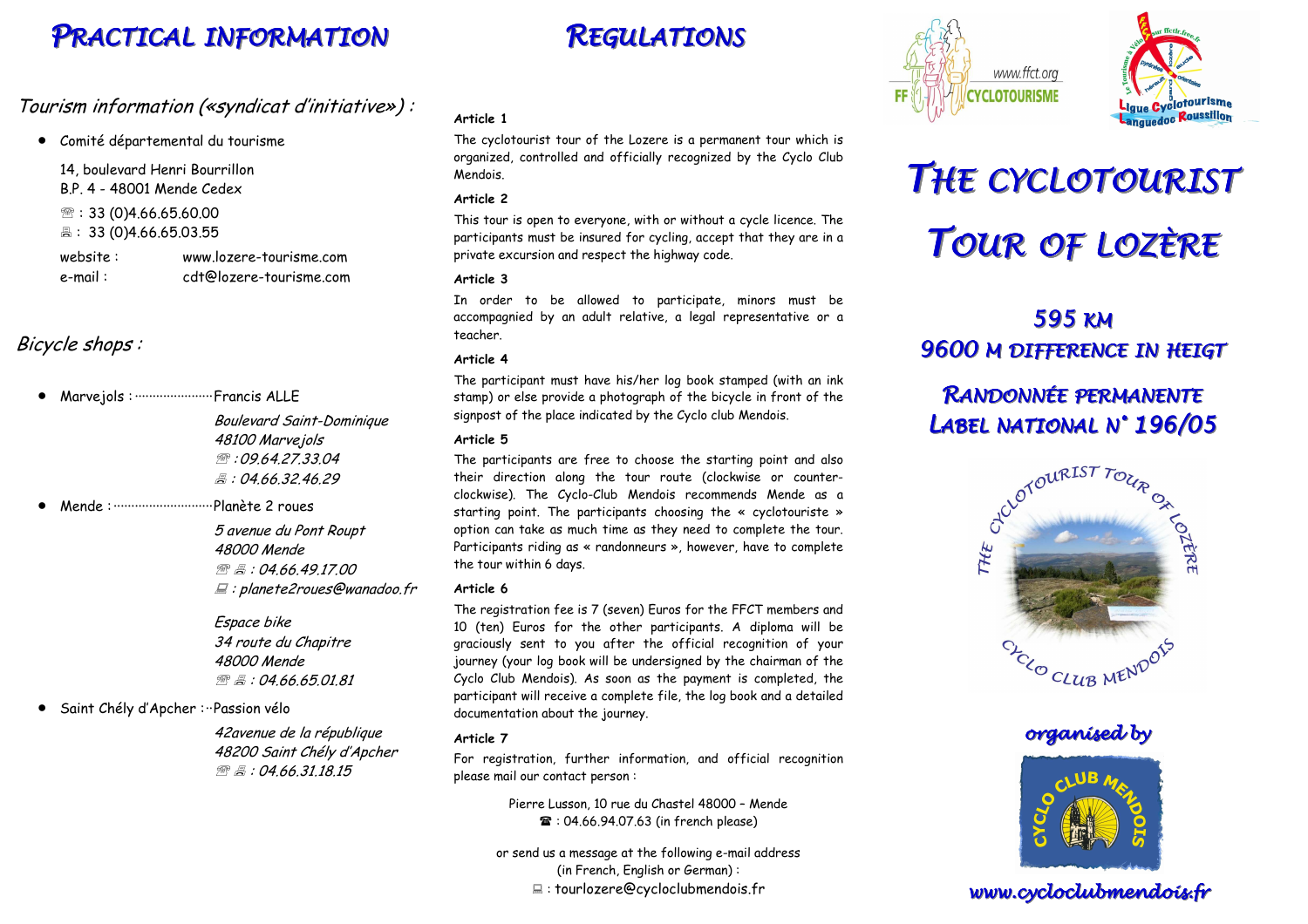# Practical information

## Tourism information («syndicat d'initiative») :

- Comité départemental du tourisme

  14, boulevard Henri Bourrillon
  B.P. 4 - 48001 Mende Cedex

  ☏ : 33 (0)4.66.65.60.00
  🖷 : 33 (0)4.66.65.03.55

  website : www.lozere-tourisme.com
  e-mail : cdt@lozere-tourisme.com

## Bicycle shops :

- Marvejols : ……………… Francis ALLE

  *Boulevard Saint-Dominique*
  *48100 Marvejols*
  *☏ : 09.64.27.33.04*
  *🖷 : 04.66.32.46.29*

- Mende : ……………… Planète 2 roues

  *5 avenue du Pont Roupt*
  *48000 Mende*
  *☏ 🖷 : 04.66.49.17.00*
  *💻 : planete2roues@wanadoo.fr*

  *Espace bike*
  *34 route du Chapitre*
  *48000 Mende*
  *☏ 🖷 : 04.66.65.01.81*

- Saint Chély d'Apcher : ·· Passion vélo

  *42avenue de la république*
  *48200 Saint Chély d'Apcher*
  *☏ 🖷 : 04.66.31.18.15*

# Regulations

**Article 1**

The cyclotourist tour of the Lozere is a permanent tour which is organized, controlled and officially recognized by the Cyclo Club Mendois.

**Article 2**

This tour is open to everyone, with or without a cycle licence. The participants must be insured for cycling, accept that they are in a private excursion and respect the highway code.

**Article 3**

In order to be allowed to participate, minors must be accompagnied by an adult relative, a legal representative or a teacher.

**Article 4**

The participant must have his/her log book stamped (with an ink stamp) or else provide a photograph of the bicycle in front of the signpost of the place indicated by the Cyclo club Mendois.

**Article 5**

The participants are free to choose the starting point and also their direction along the tour route (clockwise or counter-clockwise). The Cyclo-Club Mendois recommends Mende as a starting point. The participants choosing the « cyclotouriste » option can take as much time as they need to complete the tour. Participants riding as « randonneurs », however, have to complete the tour within 6 days.

**Article 6**

The registration fee is 7 (seven) Euros for the FFCT members and 10 (ten) Euros for the other participants. A diploma will be graciously sent to you after the official recognition of your journey (your log book will be undersigned by the chairman of the Cyclo Club Mendois). As soon as the payment is completed, the participant will receive a complete file, the log book and a detailed documentation about the journey.

**Article 7**

For registration, further information, and official recognition please mail our contact person :

Pierre Lusson, 10 rue du Chastel 48000 – Mende
☎ : 04.66.94.07.63 (in french please)

or send us a message at the following e-mail address
(in French, English or German) :
💻 : tourlozere@cycloclubmendois.fr

www.ffct.org
FF CYCLOTOURISME

Ligue Cyclotourisme Languedoc Roussillon

# The cyclotourist Tour of Lozère

## 595 km
## 9600 m difference in heigt

## Randonnée permanente
## Label national n° 196/05

The cyclotourist tour of Lozère
Cyclo club Mendois

*organised by*

Cyclo Club Mendois

*www.cycloclubmendois.fr*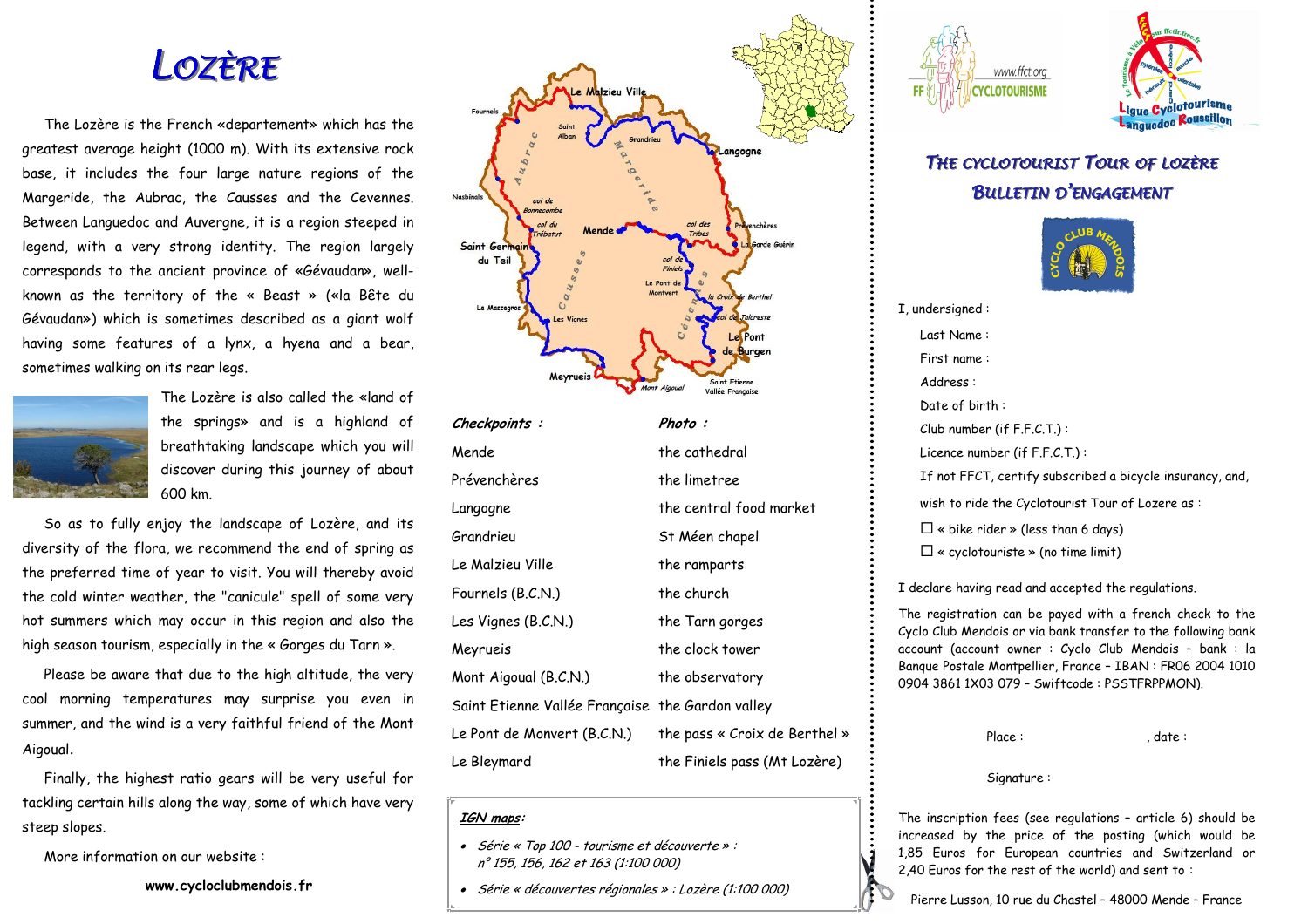# Lozère

The Lozère is the French «departement» which has the greatest average height (1000 m). With its extensive rock base, it includes the four large nature regions of the Margeride, the Aubrac, the Causses and the Cevennes. Between Languedoc and Auvergne, it is a region steeped in legend, with a very strong identity. The region largely corresponds to the ancient province of «Gévaudan», well-known as the territory of the « Beast » («la Bête du Gévaudan») which is sometimes described as a giant wolf having some features of a lynx, a hyena and a bear, sometimes walking on its rear legs.

The Lozère is also called the «land of the springs» and is a highland of breathtaking landscape which you will discover during this journey of about 600 km.

So as to fully enjoy the landscape of Lozère, and its diversity of the flora, we recommend the end of spring as the preferred time of year to visit. You will thereby avoid the cold winter weather, the "canicule" spell of some very hot summers which may occur in this region and also the high season tourism, especially in the « Gorges du Tarn ».

Please be aware that due to the high altitude, the very cool morning temperatures may surprise you even in summer, and the wind is a very faithful friend of the Mont Aigoual.

Finally, the highest ratio gears will be very useful for tackling certain hills along the way, some of which have very steep slopes.

More information on our website :

**www.cycloclubmendois.fr**

Le Malzieu Ville
Fournels
Saint Alban
Grandrieu
Langogne
Aubrac
Margeride
Nasbinals
col de Bonnecombe
col du Trébatut
Mende
col des Tribes
Prévenchères
Saint Germain du Teil
La Garde Guérin
Causses
col de Finiels
Le Pont de Montvert
Le Massegros
Les Vignes
la Croix de Berthel
Cévennes
col de Jalcreste
Le Pont de Burgen
Meyrueis
Mont Aigoual
Saint Etienne Vallée Française

| *Checkpoints :* | *Photo :* |
|---|---|
| Mende | the cathedral |
| Prévenchères | the limetree |
| Langogne | the central food market |
| Grandrieu | St Méen chapel |
| Le Malzieu Ville | the ramparts |
| Fournels (B.C.N.) | the church |
| Les Vignes (B.C.N.) | the Tarn gorges |
| Meyrueis | the clock tower |
| Mont Aigoual (B.C.N.) | the observatory |
| Saint Etienne Vallée Française | the Gardon valley |
| Le Pont de Monvert (B.C.N.) | the pass « Croix de Berthel » |
| Le Bleymard | the Finiels pass (Mt Lozère) |

***IGN maps:***

- *Série « Top 100 - tourisme et découverte » : n° 155, 156, 162 et 163 (1:100 000)*
- *Série « découvertes régionales » : Lozère (1:100 000)*

www.ffct.org FF CYCLOTOURISME

Ligue Cyclotourisme Languedoc Roussillon

## The cyclotourist Tour of Lozère

## Bulletin d'engagement

CYCLO CLUB MENDOIS

I, undersigned :

Last Name :

First name :

Address :

Date of birth :

Club number (if F.F.C.T.) :

Licence number (if F.F.C.T.) :

If not FFCT, certify subscribed a bicycle insurancy, and,

wish to ride the Cyclotourist Tour of Lozere as :

☐ « bike rider » (less than 6 days)

☐ « cyclotouriste » (no time limit)

I declare having read and accepted the regulations.

The registration can be payed with a french check to the Cyclo Club Mendois or via bank transfer to the following bank account (account owner : Cyclo Club Mendois – bank : la Banque Postale Montpellier, France – IBAN : FR06 2004 1010 0904 3861 1X03 079 – Swiftcode : PSSTFRPPMON).

Place : , date :

Signature :

The inscription fees (see regulations – article 6) should be increased by the price of the posting (which would be 1,85 Euros for European countries and Switzerland or 2,40 Euros for the rest of the world) and sent to :

Pierre Lusson, 10 rue du Chastel – 48000 Mende – France